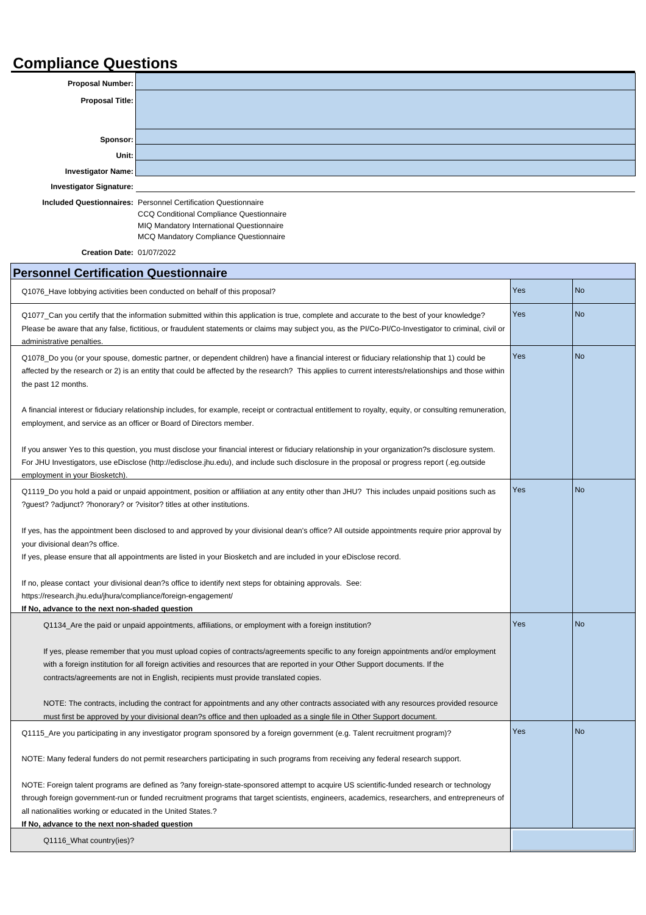# Compliance Questions

| | |
|---|---|
| **Proposal Number:** | |
| **Proposal Title:** | |
| **Sponsor:** | |
| **Unit:** | |
| **Investigator Name:** | |
| **Investigator Signature:** | |

**Included Questionnaires:** Personnel Certification Questionnaire
CCQ Conditional Compliance Questionnaire
MIQ Mandatory International Questionnaire
MCQ Mandatory Compliance Questionnaire

**Creation Date:** 01/07/2022

## Personnel Certification Questionnaire

| Question | | |
|---|---|---|
| Q1076_Have lobbying activities been conducted on behalf of this proposal? | Yes | No |
| Q1077_Can you certify that the information submitted within this application is true, complete and accurate to the best of your knowledge? Please be aware that any false, fictitious, or fraudulent statements or claims may subject you, as the PI/Co-PI/Co-Investigator to criminal, civil or administrative penalties. | Yes | No |
| Q1078_Do you (or your spouse, domestic partner, or dependent children) have a financial interest or fiduciary relationship that 1) could be affected by the research or 2) is an entity that could be affected by the research? This applies to current interests/relationships and those within the past 12 months.<br><br>A financial interest or fiduciary relationship includes, for example, receipt or contractual entitlement to royalty, equity, or consulting remuneration, employment, and service as an officer or Board of Directors member.<br><br>If you answer Yes to this question, you must disclose your financial interest or fiduciary relationship in your organization?s disclosure system. For JHU Investigators, use eDisclose (http://edisclose.jhu.edu), and include such disclosure in the proposal or progress report (.eg.outside employment in your Biosketch). | Yes | No |
| Q1119_Do you hold a paid or unpaid appointment, position or affiliation at any entity other than JHU? This includes unpaid positions such as ?guest? ?adjunct? ?honorary? or ?visitor? titles at other institutions.<br><br>If yes, has the appointment been disclosed to and approved by your divisional dean's office? All outside appointments require prior approval by your divisional dean?s office.<br>If yes, please ensure that all appointments are listed in your Biosketch and are included in your eDisclose record.<br><br>If no, please contact your divisional dean?s office to identify next steps for obtaining approvals. See: https://research.jhu.edu/jhura/compliance/foreign-engagement/<br>**If No, advance to the next non-shaded question** | Yes | No |
| Q1134_Are the paid or unpaid appointments, affiliations, or employment with a foreign institution?<br><br>If yes, please remember that you must upload copies of contracts/agreements specific to any foreign appointments and/or employment with a foreign institution for all foreign activities and resources that are reported in your Other Support documents. If the contracts/agreements are not in English, recipients must provide translated copies.<br><br>NOTE: The contracts, including the contract for appointments and any other contracts associated with any resources provided resource must first be approved by your divisional dean?s office and then uploaded as a single file in Other Support document. | Yes | No |
| Q1115_Are you participating in any investigator program sponsored by a foreign government (e.g. Talent recruitment program)?<br><br>NOTE: Many federal funders do not permit researchers participating in such programs from receiving any federal research support.<br><br>NOTE: Foreign talent programs are defined as ?any foreign-state-sponsored attempt to acquire US scientific-funded research or technology through foreign government-run or funded recruitment programs that target scientists, engineers, academics, researchers, and entrepreneurs of all nationalities working or educated in the United States.?<br>**If No, advance to the next non-shaded question** | Yes | No |
| Q1116_What country(ies)? | | |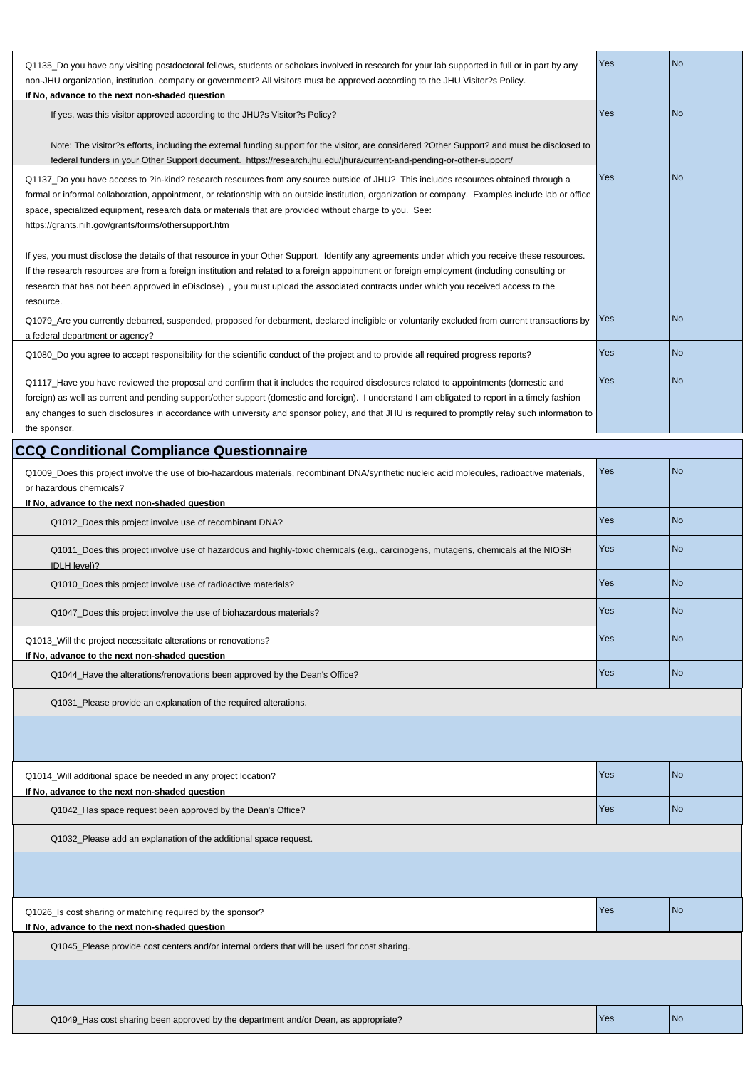| Question | Yes | No |
|---|---|---|
| Q1135_Do you have any visiting postdoctoral fellows, students or scholars involved in research for your lab supported in full or in part by any non-JHU organization, institution, company or government? All visitors must be approved according to the JHU Visitor?s Policy. **If No, advance to the next non-shaded question** | Yes | No |
| If yes, was this visitor approved according to the JHU?s Visitor?s Policy? Note: The visitor?s efforts, including the external funding support for the visitor, are considered ?Other Support? and must be disclosed to federal funders in your Other Support document. https://research.jhu.edu/jhura/current-and-pending-or-other-support/ | Yes | No |
| Q1137_Do you have access to ?in-kind? research resources from any source outside of JHU? This includes resources obtained through a formal or informal collaboration, appointment, or relationship with an outside institution, organization or company. Examples include lab or office space, specialized equipment, research data or materials that are provided without charge to you. See: https://grants.nih.gov/grants/forms/othersupport.htm If yes, you must disclose the details of that resource in your Other Support. Identify any agreements under which you receive these resources. If the research resources are from a foreign institution and related to a foreign appointment or foreign employment (including consulting or research that has not been approved in eDisclose) , you must upload the associated contracts under which you received access to the resource. | Yes | No |
| Q1079_Are you currently debarred, suspended, proposed for debarment, declared ineligible or voluntarily excluded from current transactions by a federal department or agency? | Yes | No |
| Q1080_Do you agree to accept responsibility for the scientific conduct of the project and to provide all required progress reports? | Yes | No |
| Q1117_Have you have reviewed the proposal and confirm that it includes the required disclosures related to appointments (domestic and foreign) as well as current and pending support/other support (domestic and foreign). I understand I am obligated to report in a timely fashion any changes to such disclosures in accordance with university and sponsor policy, and that JHU is required to promptly relay such information to the sponsor. | Yes | No |

## CCQ Conditional Compliance Questionnaire

| Question | Yes | No |
|---|---|---|
| Q1009_Does this project involve the use of bio-hazardous materials, recombinant DNA/synthetic nucleic acid molecules, radioactive materials, or hazardous chemicals? **If No, advance to the next non-shaded question** | Yes | No |
| Q1012_Does this project involve use of recombinant DNA? | Yes | No |
| Q1011_Does this project involve use of hazardous and highly-toxic chemicals (e.g., carcinogens, mutagens, chemicals at the NIOSH IDLH level)? | Yes | No |
| Q1010_Does this project involve use of radioactive materials? | Yes | No |
| Q1047_Does this project involve the use of biohazardous materials? | Yes | No |
| Q1013_Will the project necessitate alterations or renovations? **If No, advance to the next non-shaded question** | Yes | No |
| Q1044_Have the alterations/renovations been approved by the Dean's Office? | Yes | No |
| Q1031_Please provide an explanation of the required alterations. | | |
| | | |
| Q1014_Will additional space be needed in any project location? **If No, advance to the next non-shaded question** | Yes | No |
| Q1042_Has space request been approved by the Dean's Office? | Yes | No |
| Q1032_Please add an explanation of the additional space request. | | |
| | | |
| Q1026_Is cost sharing or matching required by the sponsor? **If No, advance to the next non-shaded question** | Yes | No |
| Q1045_Please provide cost centers and/or internal orders that will be used for cost sharing. | | |
| | | |
| Q1049_Has cost sharing been approved by the department and/or Dean, as appropriate? | Yes | No |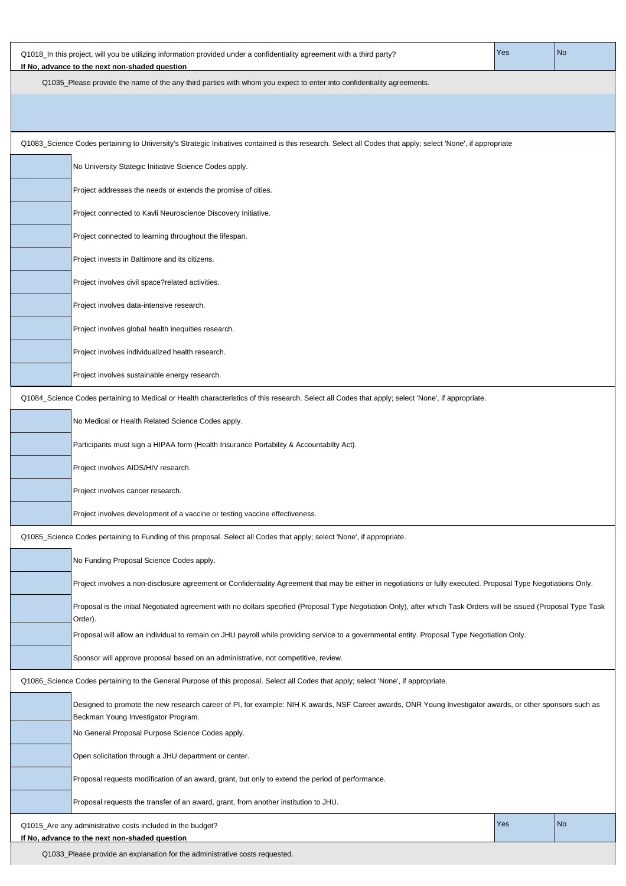| Q1018_In this project, will you be utilizing information provided under a confidentiality agreement with a third party? **If No, advance to the next non-shaded question** | Yes | No |
|---|---|---|

Q1035_Please provide the name of the any third parties with whom you expect to enter into confidentiality agreements.

Q1083_Science Codes pertaining to University's Strategic Initiatives contained is this research. Select all Codes that apply; select 'None', if appropriate

| | |
|---|---|
| | No University Stategic Initiative Science Codes apply. |
| | Project addresses the needs or extends the promise of cities. |
| | Project connected to Kavli Neuroscience Discovery Initiative. |
| | Project connected to learning throughout the lifespan. |
| | Project invests in Baltimore and its citizens. |
| | Project involves civil space?related activities. |
| | Project involves data-intensive research. |
| | Project involves global health inequities research. |
| | Project involves individualized health research. |
| | Project involves sustainable energy research. |

Q1084_Science Codes pertaining to Medical or Health characteristics of this research. Select all Codes that apply; select 'None', if appropriate.

| | |
|---|---|
| | No Medical or Health Related Science Codes apply. |
| | Participants must sign a HIPAA form (Health Insurance Portability & Accountabilty Act). |
| | Project involves AIDS/HIV research. |
| | Project involves cancer research. |
| | Project involves development of a vaccine or testing vaccine effectiveness. |

Q1085_Science Codes pertaining to Funding of this proposal. Select all Codes that apply; select 'None', if appropriate.

| | |
|---|---|
| | No Funding Proposal Science Codes apply. |
| | Project involves a non-disclosure agreement or Confidentiality Agreement that may be either in negotiations or fully executed. Proposal Type Negotiations Only. |
| | Proposal is the initial Negotiated agreement with no dollars specified (Proposal Type Negotiation Only), after which Task Orders will be issued (Proposal Type Task Order). |
| | Proposal will allow an individual to remain on JHU payroll while providing service to a governmental entity. Proposal Type Negotiation Only. |
| | Sponsor will approve proposal based on an administrative, not competitive, review. |

Q1086_Science Codes pertaining to the General Purpose of this proposal. Select all Codes that apply; select 'None', if appropriate.

| | |
|---|---|
| | Designed to promote the new research career of PI, for example: NIH K awards, NSF Career awards, ONR Young Investigator awards, or other sponsors such as Beckman Young Investigator Program. |
| | No General Proposal Purpose Science Codes apply. |
| | Open solicitation through a JHU department or center. |
| | Proposal requests modification of an award, grant, but only to extend the period of performance. |
| | Proposal requests the transfer of an award, grant, from another institution to JHU. |

| Q1015_Are any administrative costs included in the budget? **If No, advance to the next non-shaded question** | Yes | No |
|---|---|---|

Q1033_Please provide an explanation for the administrative costs requested.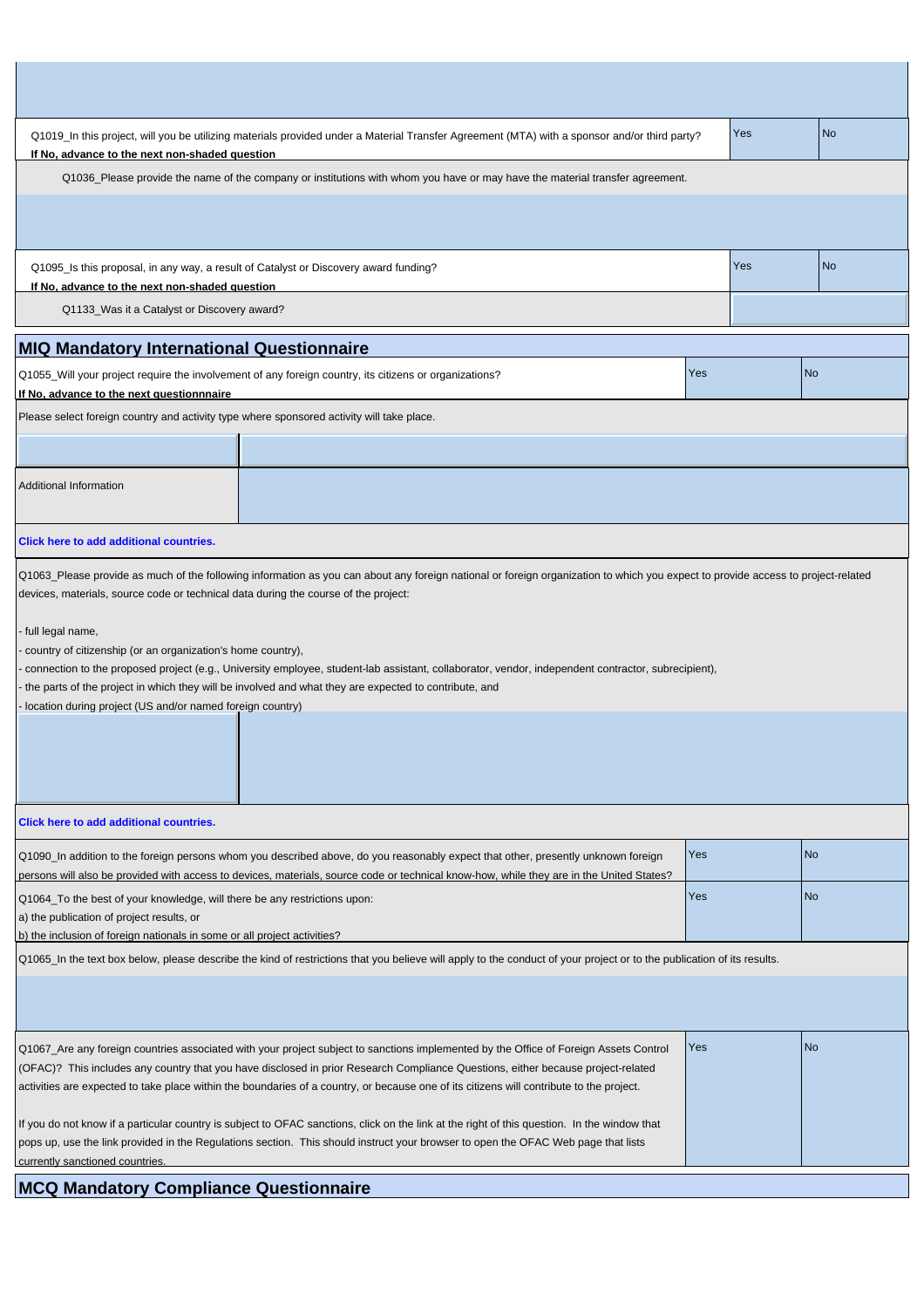| | | |
|---|---|---|
| Q1019_In this project, will you be utilizing materials provided under a Material Transfer Agreement (MTA) with a sponsor and/or third party? **If No, advance to the next non-shaded question** | Yes | No |
| Q1036_Please provide the name of the company or institutions with whom you have or may have the material transfer agreement. | | |
| | | |
| Q1095_Is this proposal, in any way, a result of Catalyst or Discovery award funding? **If No, advance to the next non-shaded question** | Yes | No |
| Q1133_Was it a Catalyst or Discovery award? | | |

## MIQ Mandatory International Questionnaire

| | | |
|---|---|---|
| Q1055_Will your project require the involvement of any foreign country, its citizens or organizations? **If No, advance to the next questionnnaire** | Yes | No |

Please select foreign country and activity type where sponsored activity will take place.

| | |
|---|---|
| | |
| Additional Information | |

**Click here to add additional countries.**

Q1063_Please provide as much of the following information as you can about any foreign national or foreign organization to which you expect to provide access to project-related devices, materials, source code or technical data during the course of the project:

- full legal name,
- country of citizenship (or an organization's home country),
- connection to the proposed project (e.g., University employee, student-lab assistant, collaborator, vendor, independent contractor, subrecipient),
- the parts of the project in which they will be involved and what they are expected to contribute, and
- location during project (US and/or named foreign country)

| | |
|---|---|
| | |

**Click here to add additional countries.**

| | | |
|---|---|---|
| Q1090_In addition to the foreign persons whom you described above, do you reasonably expect that other, presently unknown foreign persons will also be provided with access to devices, materials, source code or technical know-how, while they are in the United States? | Yes | No |
| Q1064_To the best of your knowledge, will there be any restrictions upon:<br>a) the publication of project results, or<br>b) the inclusion of foreign nationals in some or all project activities? | Yes | No |

Q1065_In the text box below, please describe the kind of restrictions that you believe will apply to the conduct of your project or to the publication of its results.

| | | |
|---|---|---|
| Q1067_Are any foreign countries associated with your project subject to sanctions implemented by the Office of Foreign Assets Control (OFAC)? This includes any country that you have disclosed in prior Research Compliance Questions, either because project-related activities are expected to take place within the boundaries of a country, or because one of its citizens will contribute to the project.<br><br>If you do not know if a particular country is subject to OFAC sanctions, click on the link at the right of this question. In the window that pops up, use the link provided in the Regulations section. This should instruct your browser to open the OFAC Web page that lists currently sanctioned countries. | Yes | No |

## MCQ Mandatory Compliance Questionnaire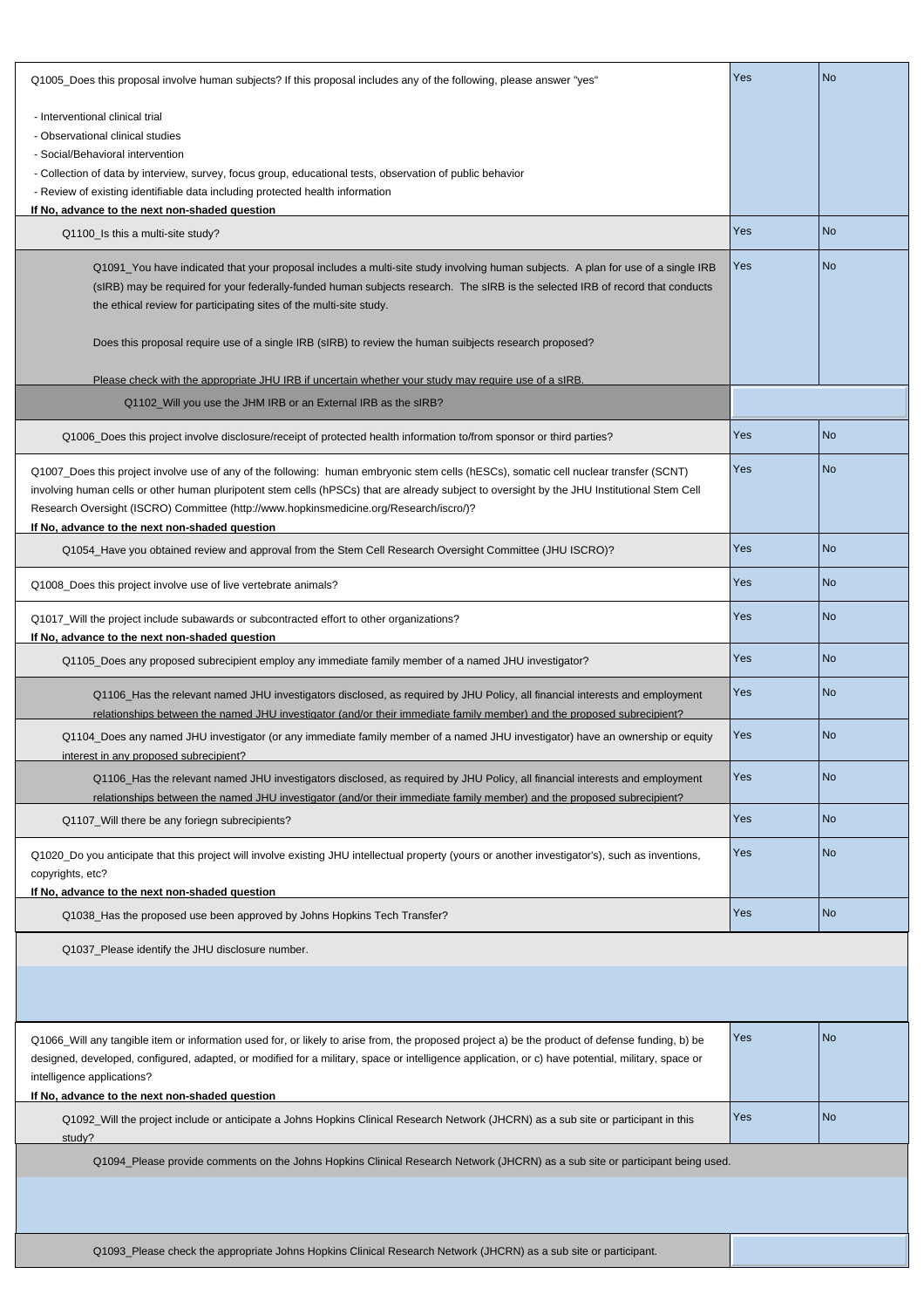| Question | | |
|---|---|---|
| Q1005_Does this proposal involve human subjects? If this proposal includes any of the following, please answer "yes"<br><br>- Interventional clinical trial<br>- Observational clinical studies<br>- Social/Behavioral intervention<br>- Collection of data by interview, survey, focus group, educational tests, observation of public behavior<br>- Review of existing identifiable data including protected health information<br>**If No, advance to the next non-shaded question** | Yes | No |
| Q1100_Is this a multi-site study? | Yes | No |
| Q1091_You have indicated that your proposal includes a multi-site study involving human subjects. A plan for use of a single IRB (sIRB) may be required for your federally-funded human subjects research. The sIRB is the selected IRB of record that conducts the ethical review for participating sites of the multi-site study.<br><br>Does this proposal require use of a single IRB (sIRB) to review the human suibjects research proposed?<br><br>Please check with the appropriate JHU IRB if uncertain whether your study may require use of a sIRB. | Yes | No |
| Q1102_Will you use the JHM IRB or an External IRB as the sIRB? | | |
| Q1006_Does this project involve disclosure/receipt of protected health information to/from sponsor or third parties? | Yes | No |
| Q1007_Does this project involve use of any of the following: human embryonic stem cells (hESCs), somatic cell nuclear transfer (SCNT) involving human cells or other human pluripotent stem cells (hPSCs) that are already subject to oversight by the JHU Institutional Stem Cell Research Oversight (ISCRO) Committee (http://www.hopkinsmedicine.org/Research/iscro/)?<br>**If No, advance to the next non-shaded question** | Yes | No |
| Q1054_Have you obtained review and approval from the Stem Cell Research Oversight Committee (JHU ISCRO)? | Yes | No |
| Q1008_Does this project involve use of live vertebrate animals? | Yes | No |
| Q1017_Will the project include subawards or subcontracted effort to other organizations?<br>**If No, advance to the next non-shaded question** | Yes | No |
| Q1105_Does any proposed subrecipient employ any immediate family member of a named JHU investigator? | Yes | No |
| Q1106_Has the relevant named JHU investigators disclosed, as required by JHU Policy, all financial interests and employment relationships between the named JHU investigator (and/or their immediate family member) and the proposed subrecipient? | Yes | No |
| Q1104_Does any named JHU investigator (or any immediate family member of a named JHU investigator) have an ownership or equity interest in any proposed subrecipient? | Yes | No |
| Q1106_Has the relevant named JHU investigators disclosed, as required by JHU Policy, all financial interests and employment relationships between the named JHU investigator (and/or their immediate family member) and the proposed subrecipient? | Yes | No |
| Q1107_Will there be any foriegn subrecipients? | Yes | No |
| Q1020_Do you anticipate that this project will involve existing JHU intellectual property (yours or another investigator's), such as inventions, copyrights, etc?<br>**If No, advance to the next non-shaded question** | Yes | No |
| Q1038_Has the proposed use been approved by Johns Hopkins Tech Transfer? | Yes | No |
| Q1037_Please identify the JHU disclosure number. | | |
| Q1066_Will any tangible item or information used for, or likely to arise from, the proposed project a) be the product of defense funding, b) be designed, developed, configured, adapted, or modified for a military, space or intelligence application, or c) have potential, military, space or intelligence applications?<br>**If No, advance to the next non-shaded question** | Yes | No |
| Q1092_Will the project include or anticipate a Johns Hopkins Clinical Research Network (JHCRN) as a sub site or participant in this study? | Yes | No |
| Q1094_Please provide comments on the Johns Hopkins Clinical Research Network (JHCRN) as a sub site or participant being used. | | |
| Q1093_Please check the appropriate Johns Hopkins Clinical Research Network (JHCRN) as a sub site or participant. | | |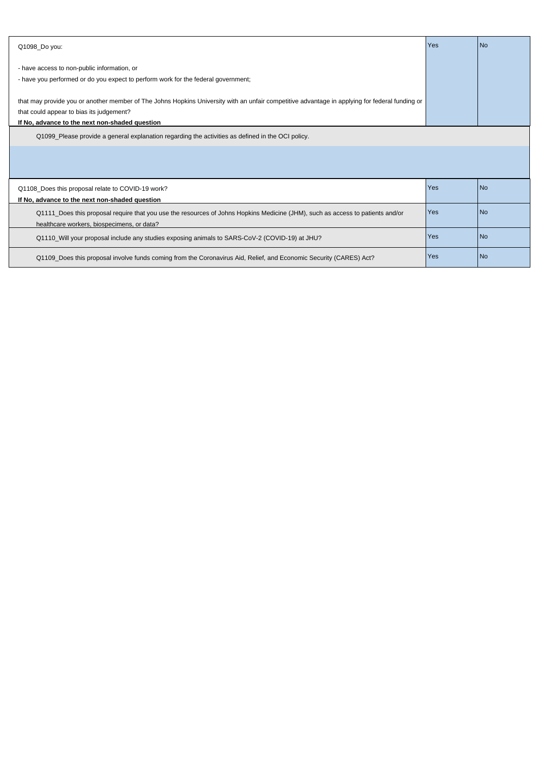| | | |
|---|---|---|
| Q1098_Do you:<br><br>- have access to non-public information, or<br>- have you performed or do you expect to perform work for the federal government;<br><br>that may provide you or another member of The Johns Hopkins University with an unfair competitive advantage in applying for federal funding or that could appear to bias its judgement?<br>**If No, advance to the next non-shaded question** | Yes | No |
| Q1099_Please provide a general explanation regarding the activities as defined in the OCI policy. | | |
| | | |
| Q1108_Does this proposal relate to COVID-19 work?<br>**If No, advance to the next non-shaded question** | Yes | No |
| Q1111_Does this proposal require that you use the resources of Johns Hopkins Medicine (JHM), such as access to patients and/or healthcare workers, biospecimens, or data? | Yes | No |
| Q1110_Will your proposal include any studies exposing animals to SARS-CoV-2 (COVID-19) at JHU? | Yes | No |
| Q1109_Does this proposal involve funds coming from the Coronavirus Aid, Relief, and Economic Security (CARES) Act? | Yes | No |